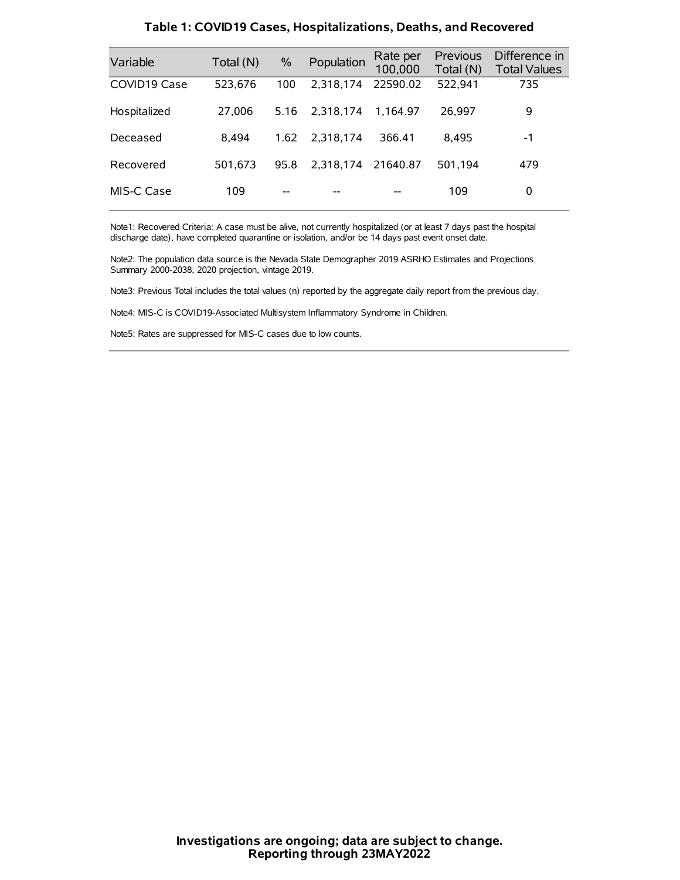## Table 1: COVID19 Cases, Hospitalizations, Deaths, and Recovered

| Variable | Total (N) | % | Population | Rate per 100,000 | Previous Total (N) | Difference in Total Values |
|---|---|---|---|---|---|---|
| COVID19 Case | 523,676 | 100 | 2,318,174 | 22590.02 | 522,941 | 735 |
| Hospitalized | 27,006 | 5.16 | 2,318,174 | 1,164.97 | 26,997 | 9 |
| Deceased | 8,494 | 1.62 | 2,318,174 | 366.41 | 8,495 | -1 |
| Recovered | 501,673 | 95.8 | 2,318,174 | 21640.87 | 501,194 | 479 |
| MIS-C Case | 109 | -- | -- | -- | 109 | 0 |

Note1: Recovered Criteria: A case must be alive, not currently hospitalized (or at least 7 days past the hospital discharge date), have completed quarantine or isolation, and/or be 14 days past event onset date.

Note2: The population data source is the Nevada State Demographer 2019 ASRHO Estimates and Projections Summary 2000-2038, 2020 projection, vintage 2019.

Note3: Previous Total includes the total values (n) reported by the aggregate daily report from the previous day.

Note4: MIS-C is COVID19-Associated Multisystem Inflammatory Syndrome in Children.

Note5: Rates are suppressed for MIS-C cases due to low counts.

**Investigations are ongoing; data are subject to change.**
**Reporting through 23MAY2022**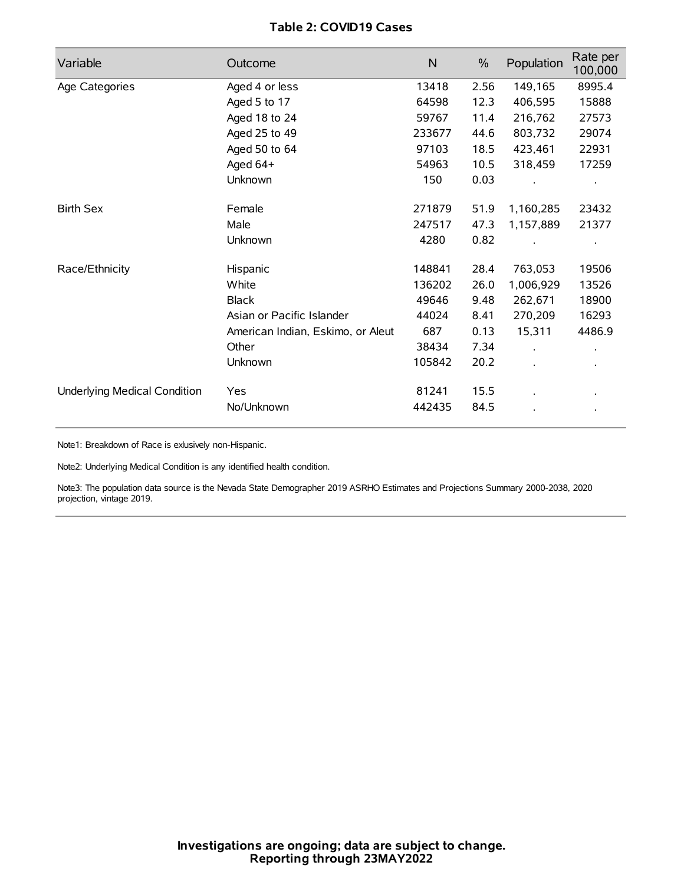**Table 2: COVID19 Cases**

| Variable | Outcome | N | % | Population | Rate per 100,000 |
|---|---|---|---|---|---|
| Age Categories | Aged 4 or less | 13418 | 2.56 | 149,165 | 8995.4 |
| | Aged 5 to 17 | 64598 | 12.3 | 406,595 | 15888 |
| | Aged 18 to 24 | 59767 | 11.4 | 216,762 | 27573 |
| | Aged 25 to 49 | 233677 | 44.6 | 803,732 | 29074 |
| | Aged 50 to 64 | 97103 | 18.5 | 423,461 | 22931 |
| | Aged 64+ | 54963 | 10.5 | 318,459 | 17259 |
| | Unknown | 150 | 0.03 | . | . |
| Birth Sex | Female | 271879 | 51.9 | 1,160,285 | 23432 |
| | Male | 247517 | 47.3 | 1,157,889 | 21377 |
| | Unknown | 4280 | 0.82 | . | . |
| Race/Ethnicity | Hispanic | 148841 | 28.4 | 763,053 | 19506 |
| | White | 136202 | 26.0 | 1,006,929 | 13526 |
| | Black | 49646 | 9.48 | 262,671 | 18900 |
| | Asian or Pacific Islander | 44024 | 8.41 | 270,209 | 16293 |
| | American Indian, Eskimo, or Aleut | 687 | 0.13 | 15,311 | 4486.9 |
| | Other | 38434 | 7.34 | . | . |
| | Unknown | 105842 | 20.2 | . | . |
| Underlying Medical Condition | Yes | 81241 | 15.5 | . | . |
| | No/Unknown | 442435 | 84.5 | . | . |

Note1: Breakdown of Race is exlusively non-Hispanic.

Note2: Underlying Medical Condition is any identified health condition.

Note3: The population data source is the Nevada State Demographer 2019 ASRHO Estimates and Projections Summary 2000-2038, 2020 projection, vintage 2019.

**Investigations are ongoing; data are subject to change.**
**Reporting through 23MAY2022**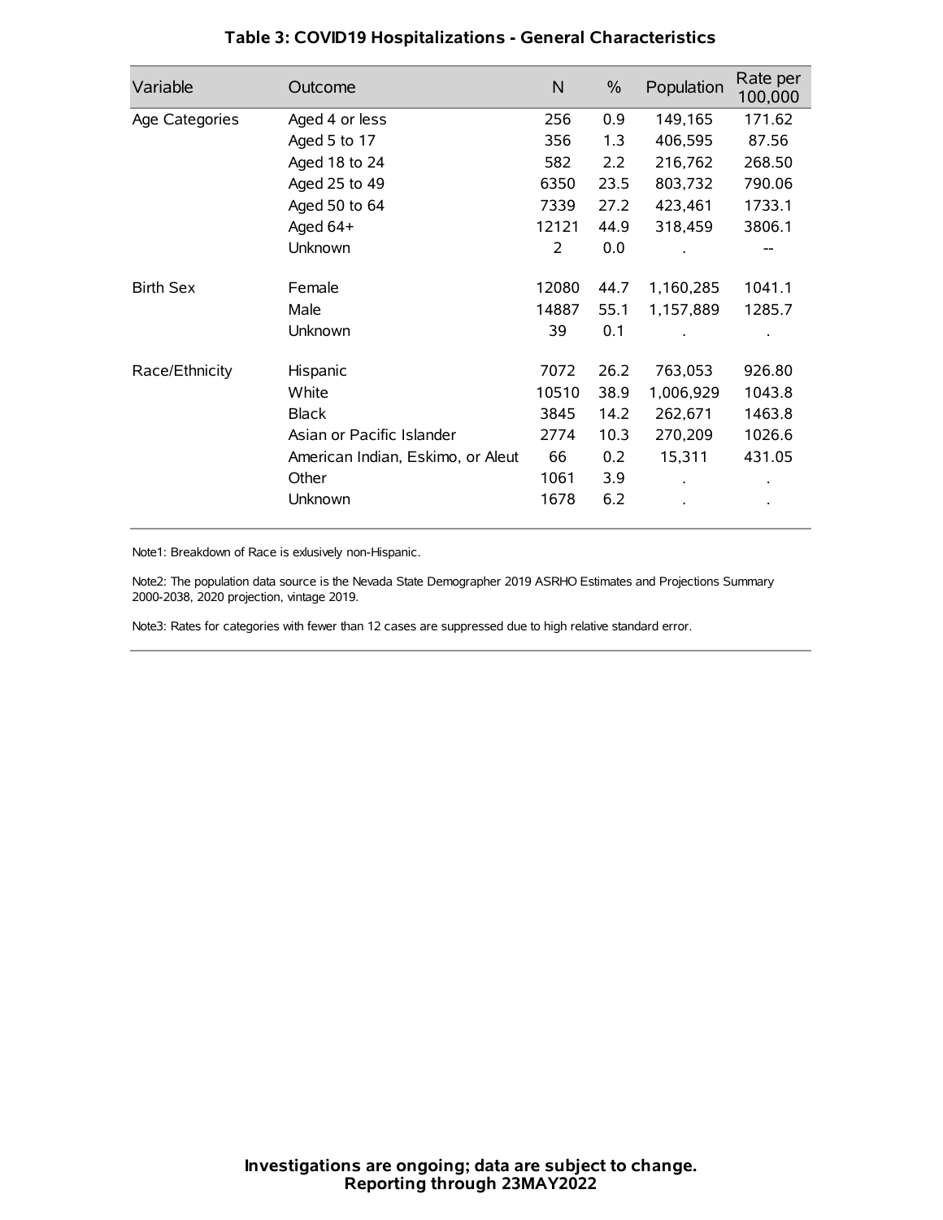## Table 3: COVID19 Hospitalizations - General Characteristics

| Variable | Outcome | N | % | Population | Rate per 100,000 |
|---|---|---|---|---|---|
| Age Categories | Aged 4 or less | 256 | 0.9 | 149,165 | 171.62 |
| | Aged 5 to 17 | 356 | 1.3 | 406,595 | 87.56 |
| | Aged 18 to 24 | 582 | 2.2 | 216,762 | 268.50 |
| | Aged 25 to 49 | 6350 | 23.5 | 803,732 | 790.06 |
| | Aged 50 to 64 | 7339 | 27.2 | 423,461 | 1733.1 |
| | Aged 64+ | 12121 | 44.9 | 318,459 | 3806.1 |
| | Unknown | 2 | 0.0 | . | -- |
| Birth Sex | Female | 12080 | 44.7 | 1,160,285 | 1041.1 |
| | Male | 14887 | 55.1 | 1,157,889 | 1285.7 |
| | Unknown | 39 | 0.1 | . | . |
| Race/Ethnicity | Hispanic | 7072 | 26.2 | 763,053 | 926.80 |
| | White | 10510 | 38.9 | 1,006,929 | 1043.8 |
| | Black | 3845 | 14.2 | 262,671 | 1463.8 |
| | Asian or Pacific Islander | 2774 | 10.3 | 270,209 | 1026.6 |
| | American Indian, Eskimo, or Aleut | 66 | 0.2 | 15,311 | 431.05 |
| | Other | 1061 | 3.9 | . | . |
| | Unknown | 1678 | 6.2 | . | . |

Note1: Breakdown of Race is exlusively non-Hispanic.

Note2: The population data source is the Nevada State Demographer 2019 ASRHO Estimates and Projections Summary 2000-2038, 2020 projection, vintage 2019.

Note3: Rates for categories with fewer than 12 cases are suppressed due to high relative standard error.

**Investigations are ongoing; data are subject to change.**
**Reporting through 23MAY2022**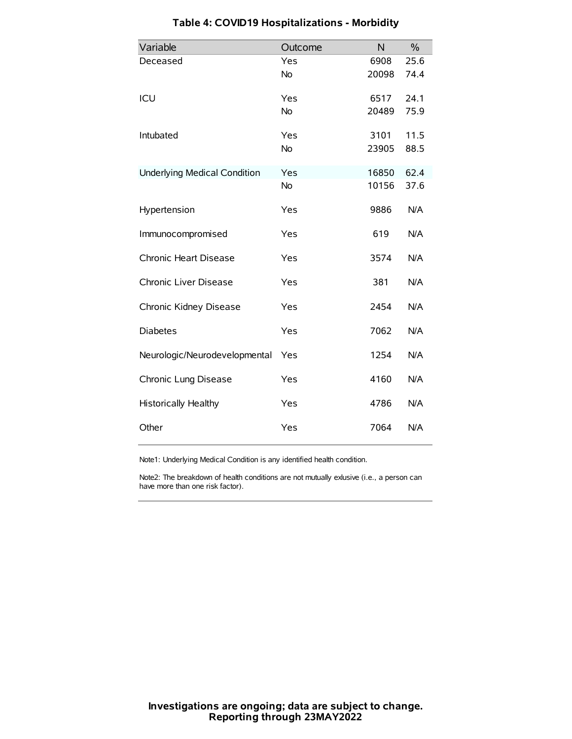# Table 4: COVID19 Hospitalizations - Morbidity

| Variable | Outcome | N | % |
|---|---|---|---|
| Deceased | Yes | 6908 | 25.6 |
| | No | 20098 | 74.4 |
| ICU | Yes | 6517 | 24.1 |
| | No | 20489 | 75.9 |
| Intubated | Yes | 3101 | 11.5 |
| | No | 23905 | 88.5 |
| Underlying Medical Condition | Yes | 16850 | 62.4 |
| | No | 10156 | 37.6 |
| Hypertension | Yes | 9886 | N/A |
| Immunocompromised | Yes | 619 | N/A |
| Chronic Heart Disease | Yes | 3574 | N/A |
| Chronic Liver Disease | Yes | 381 | N/A |
| Chronic Kidney Disease | Yes | 2454 | N/A |
| Diabetes | Yes | 7062 | N/A |
| Neurologic/Neurodevelopmental | Yes | 1254 | N/A |
| Chronic Lung Disease | Yes | 4160 | N/A |
| Historically Healthy | Yes | 4786 | N/A |
| Other | Yes | 7064 | N/A |

Note1: Underlying Medical Condition is any identified health condition.

Note2: The breakdown of health conditions are not mutually exlusive (i.e., a person can have more than one risk factor).

**Investigations are ongoing; data are subject to change.**
**Reporting through 23MAY2022**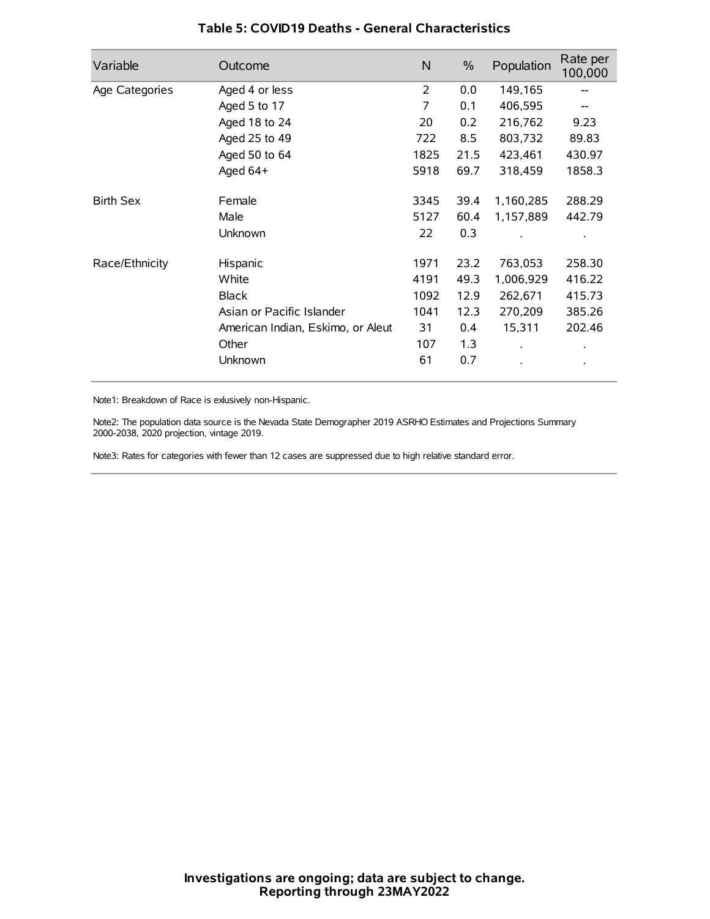### Table 5: COVID19 Deaths - General Characteristics

| Variable | Outcome | N | % | Population | Rate per 100,000 |
|---|---|---|---|---|---|
| Age Categories | Aged 4 or less | 2 | 0.0 | 149,165 | -- |
| | Aged 5 to 17 | 7 | 0.1 | 406,595 | -- |
| | Aged 18 to 24 | 20 | 0.2 | 216,762 | 9.23 |
| | Aged 25 to 49 | 722 | 8.5 | 803,732 | 89.83 |
| | Aged 50 to 64 | 1825 | 21.5 | 423,461 | 430.97 |
| | Aged 64+ | 5918 | 69.7 | 318,459 | 1858.3 |
| Birth Sex | Female | 3345 | 39.4 | 1,160,285 | 288.29 |
| | Male | 5127 | 60.4 | 1,157,889 | 442.79 |
| | Unknown | 22 | 0.3 | . | . |
| Race/Ethnicity | Hispanic | 1971 | 23.2 | 763,053 | 258.30 |
| | White | 4191 | 49.3 | 1,006,929 | 416.22 |
| | Black | 1092 | 12.9 | 262,671 | 415.73 |
| | Asian or Pacific Islander | 1041 | 12.3 | 270,209 | 385.26 |
| | American Indian, Eskimo, or Aleut | 31 | 0.4 | 15,311 | 202.46 |
| | Other | 107 | 1.3 | . | . |
| | Unknown | 61 | 0.7 | . | . |

Note1: Breakdown of Race is exlusively non-Hispanic.

Note2: The population data source is the Nevada State Demographer 2019 ASRHO Estimates and Projections Summary 2000-2038, 2020 projection, vintage 2019.

Note3: Rates for categories with fewer than 12 cases are suppressed due to high relative standard error.

**Investigations are ongoing; data are subject to change.**
**Reporting through 23MAY2022**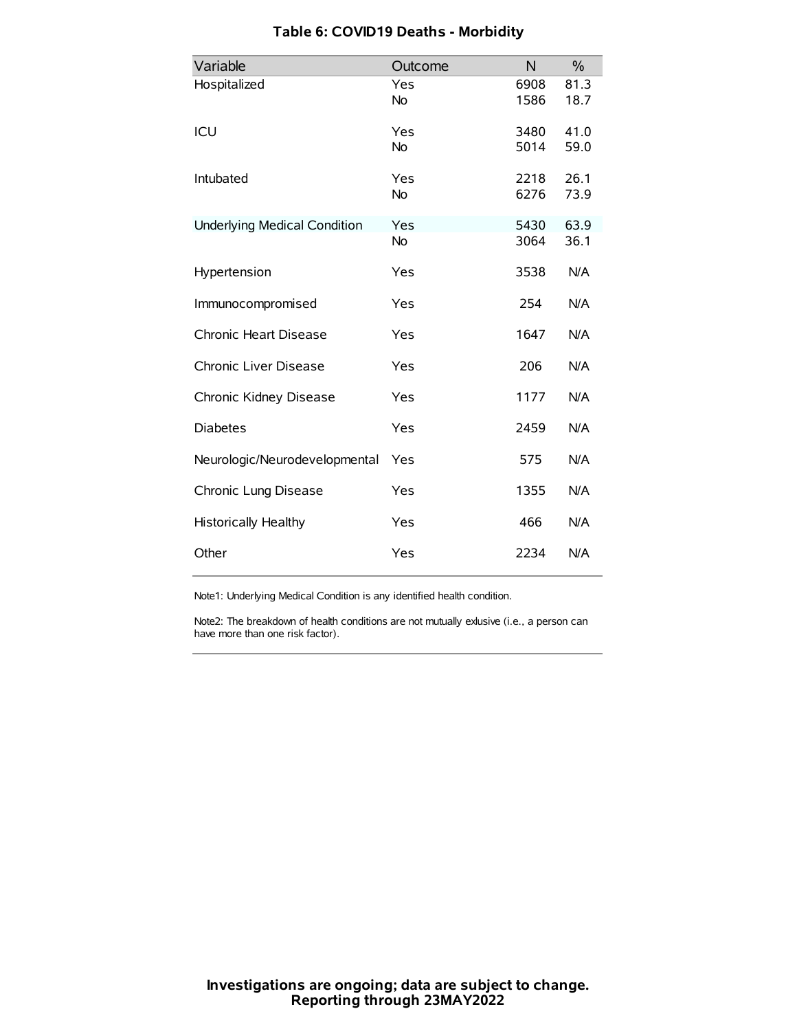# Table 6: COVID19 Deaths - Morbidity

| Variable | Outcome | N | % |
|---|---|---|---|
| Hospitalized | Yes | 6908 | 81.3 |
| | No | 1586 | 18.7 |
| ICU | Yes | 3480 | 41.0 |
| | No | 5014 | 59.0 |
| Intubated | Yes | 2218 | 26.1 |
| | No | 6276 | 73.9 |
| Underlying Medical Condition | Yes | 5430 | 63.9 |
| | No | 3064 | 36.1 |
| Hypertension | Yes | 3538 | N/A |
| Immunocompromised | Yes | 254 | N/A |
| Chronic Heart Disease | Yes | 1647 | N/A |
| Chronic Liver Disease | Yes | 206 | N/A |
| Chronic Kidney Disease | Yes | 1177 | N/A |
| Diabetes | Yes | 2459 | N/A |
| Neurologic/Neurodevelopmental | Yes | 575 | N/A |
| Chronic Lung Disease | Yes | 1355 | N/A |
| Historically Healthy | Yes | 466 | N/A |
| Other | Yes | 2234 | N/A |

Note1: Underlying Medical Condition is any identified health condition.

Note2: The breakdown of health conditions are not mutually exlusive (i.e., a person can have more than one risk factor).

**Investigations are ongoing; data are subject to change.**
**Reporting through 23MAY2022**